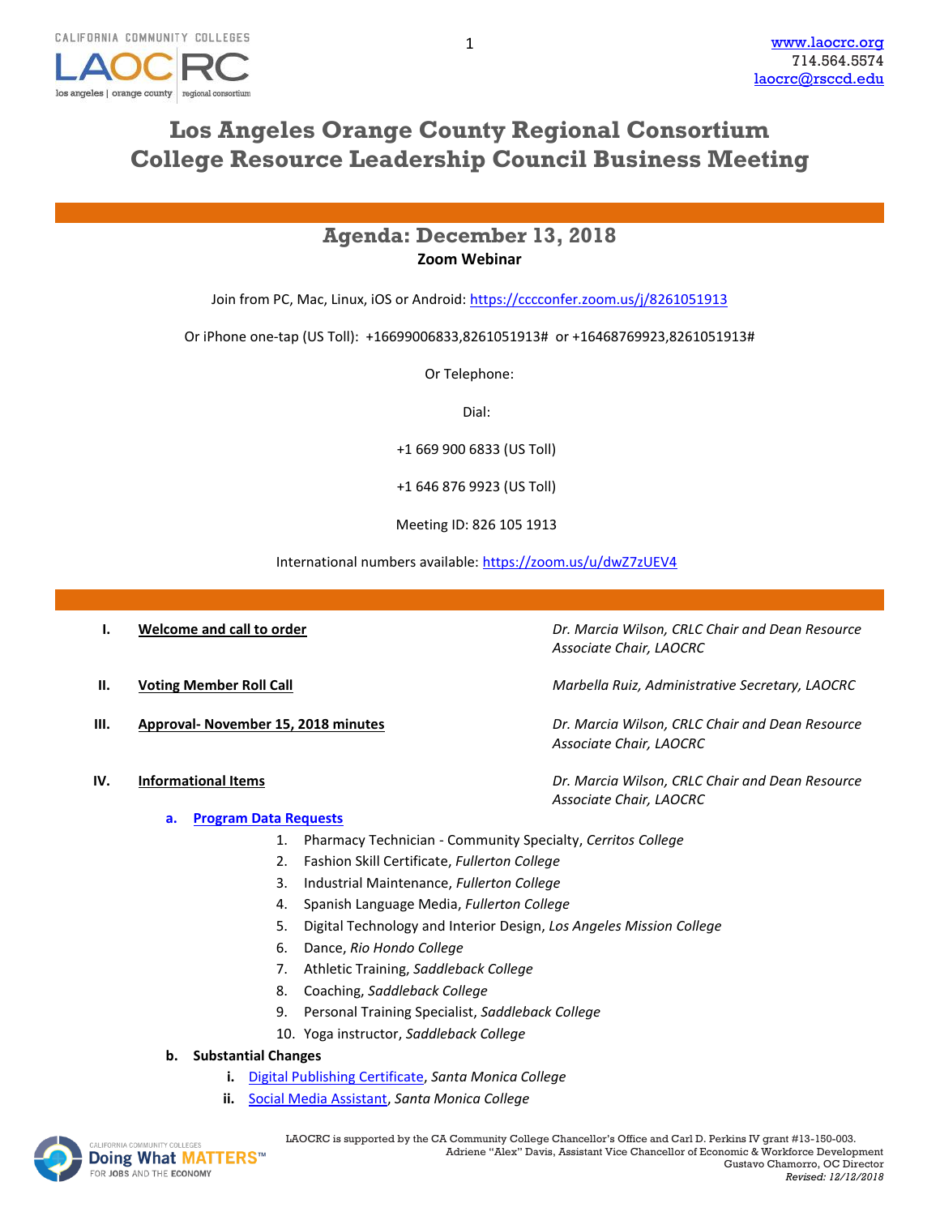CALIFORNIA COMMUNITY COLLEGES

LAOCRC

los angeles | orange county | regional consortium

[www.laocrc.org](http://www.laocrc.org)
714.564.5574
[laocrc@rsccd.edu](mailto:laocrc@rsccd.edu)

# Los Angeles Orange County Regional Consortium
# College Resource Leadership Council Business Meeting

## Agenda: December 13, 2018

**Zoom Webinar**

Join from PC, Mac, Linux, iOS or Android: [https://cccconfer.zoom.us/j/8261051913](https://cccconfer.zoom.us/j/8261051913)

Or iPhone one-tap (US Toll): +16699006833,8261051913# or +16468769923,8261051913#

Or Telephone:

Dial:

+1 669 900 6833 (US Toll)

+1 646 876 9923 (US Toll)

Meeting ID: 826 105 1913

International numbers available: [https://zoom.us/u/dwZ7zUEV4](https://zoom.us/u/dwZ7zUEV4)

---

**I. Welcome and call to order** — *Dr. Marcia Wilson, CRLC Chair and Dean Resource Associate Chair, LAOCRC*

**II. Voting Member Roll Call** — *Marbella Ruiz, Administrative Secretary, LAOCRC*

**III. Approval- November 15, 2018 minutes** — *Dr. Marcia Wilson, CRLC Chair and Dean Resource Associate Chair, LAOCRC*

**IV. Informational Items** — *Dr. Marcia Wilson, CRLC Chair and Dean Resource Associate Chair, LAOCRC*

**a. Program Data Requests**

1. Pharmacy Technician - Community Specialty, *Cerritos College*
2. Fashion Skill Certificate, *Fullerton College*
3. Industrial Maintenance, *Fullerton College*
4. Spanish Language Media, *Fullerton College*
5. Digital Technology and Interior Design, *Los Angeles Mission College*
6. Dance, *Rio Hondo College*
7. Athletic Training, *Saddleback College*
8. Coaching, *Saddleback College*
9. Personal Training Specialist, *Saddleback College*
10. Yoga instructor, *Saddleback College*

**b. Substantial Changes**

**i.** Digital Publishing Certificate, *Santa Monica College*

**ii.** Social Media Assistant, *Santa Monica College*

---

CALIFORNIA COMMUNITY COLLEGES Doing What MATTERS™ FOR JOBS AND THE ECONOMY

LAOCRC is supported by the CA Community College Chancellor's Office and Carl D. Perkins IV grant #13-150-003.
Adriene "Alex" Davis, Assistant Vice Chancellor of Economic & Workforce Development
Gustavo Chamorro, OC Director
*Revised: 12/12/2018*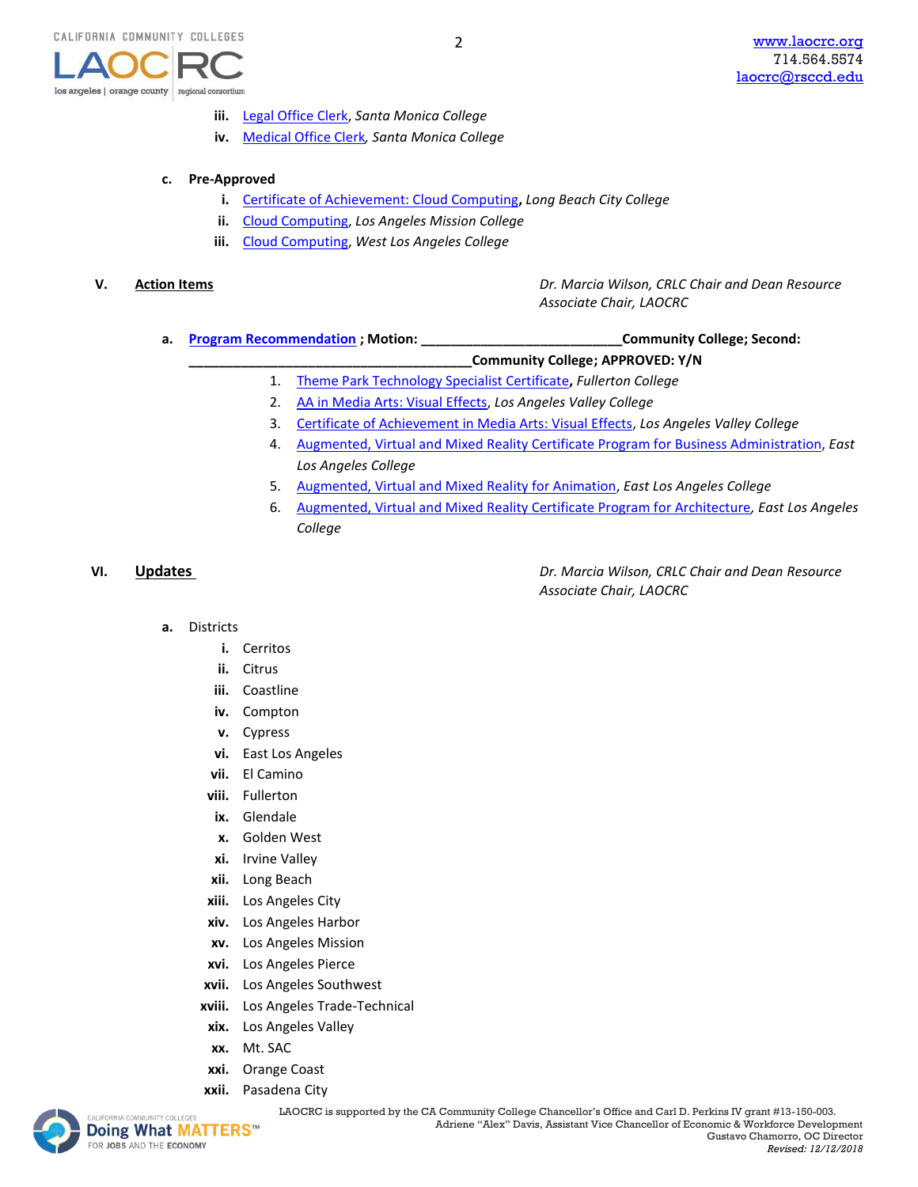iii. Legal Office Clerk, *Santa Monica College*

iv. Medical Office Clerk, *Santa Monica College*

**c. Pre-Approved**

i. Certificate of Achievement: Cloud Computing**,** *Long Beach City College*

ii. Cloud Computing, *Los Angeles Mission College*

iii. Cloud Computing, *West Los Angeles College*

**V. Action Items** — *Dr. Marcia Wilson, CRLC Chair and Dean Resource Associate Chair, LAOCRC*

**a. Program Recommendation ; Motion: ____________________________Community College; Second: _______________________________________Community College; APPROVED: Y/N**

1. Theme Park Technology Specialist Certificate**,** *Fullerton College*
2. AA in Media Arts: Visual Effects, *Los Angeles Valley College*
3. Certificate of Achievement in Media Arts: Visual Effects, *Los Angeles Valley College*
4. Augmented, Virtual and Mixed Reality Certificate Program for Business Administration, *East Los Angeles College*
5. Augmented, Virtual and Mixed Reality for Animation, *East Los Angeles College*
6. Augmented, Virtual and Mixed Reality Certificate Program for Architecture, *East Los Angeles College*

**VI. Updates** — *Dr. Marcia Wilson, CRLC Chair and Dean Resource Associate Chair, LAOCRC*

**a.** Districts

i. Cerritos

ii. Citrus

iii. Coastline

iv. Compton

v. Cypress

vi. East Los Angeles

vii. El Camino

viii. Fullerton

ix. Glendale

x. Golden West

xi. Irvine Valley

xii. Long Beach

xiii. Los Angeles City

xiv. Los Angeles Harbor

xv. Los Angeles Mission

xvi. Los Angeles Pierce

xvii. Los Angeles Southwest

xviii. Los Angeles Trade-Technical

xix. Los Angeles Valley

xx. Mt. SAC

xxi. Orange Coast

xxii. Pasadena City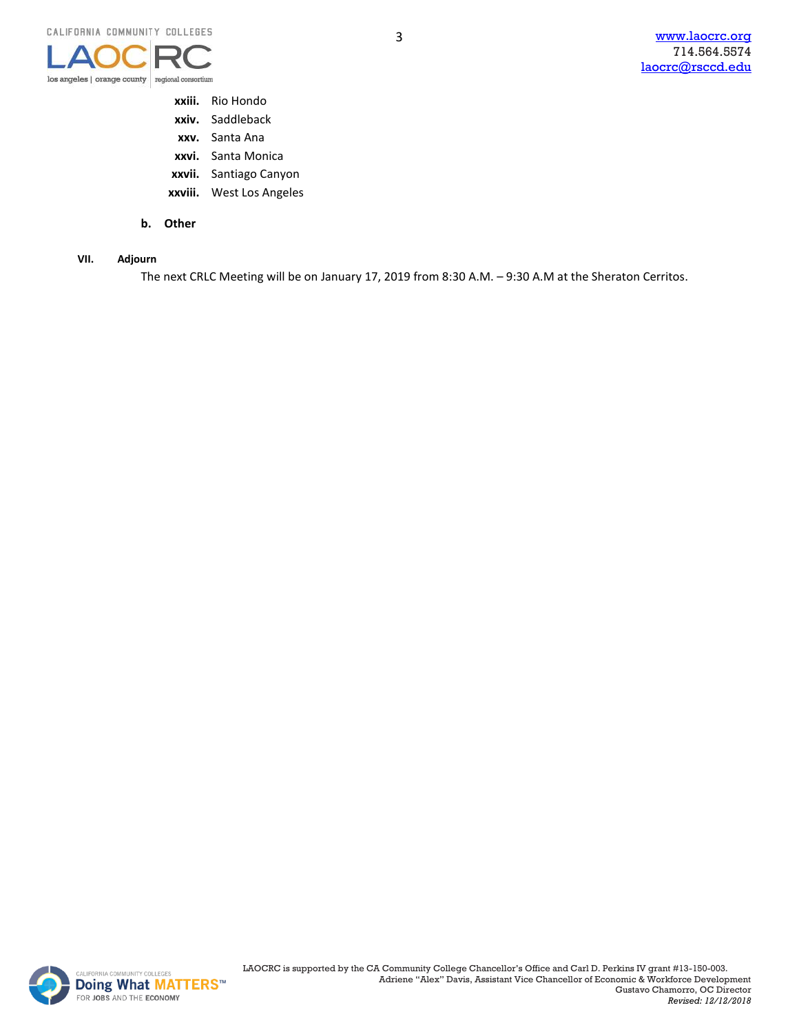xxiii. Rio Hondo
xxiv. Saddleback
xxv. Santa Ana
xxvi. Santa Monica
xxvii. Santiago Canyon
xxviii. West Los Angeles

**b. Other**

**VII. Adjourn**

The next CRLC Meeting will be on January 17, 2019 from 8:30 A.M. – 9:30 A.M at the Sheraton Cerritos.

LAOCRC is supported by the CA Community College Chancellor's Office and Carl D. Perkins IV grant #13-150-003.
Adriene "Alex" Davis, Assistant Vice Chancellor of Economic & Workforce Development
Gustavo Chamorro, OC Director
*Revised: 12/12/2018*